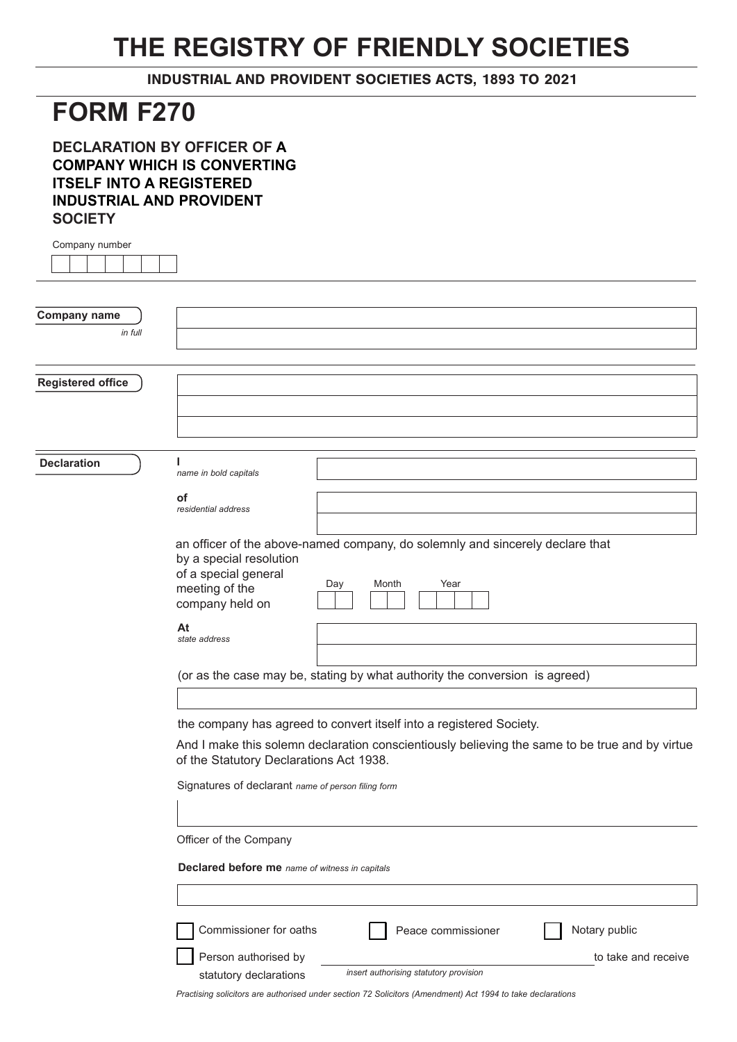# THE REGISTRY OF FRIENDLY SOCIETIES

**INDUSTRIAL AND PROVIDENT SOCIETIES ACTS, 1893 TO 2021**

# FORM F270

## DECLARATION BY OFFICER OF A COMPANY WHICH IS CONVERTING ITSELF INTO A REGISTERED INDUSTRIAL AND PROVIDENT SOCIETY

Company number

| | | | | | | | |
|---|---|---|---|---|---|---|---|
| | | | | | | | |

**Company name**
*in full*

**Registered office**

**Declaration**

I
*name in bold capitals*

of
*residential address*

an officer of the above-named company, do solemnly and sincerely declare that by a special resolution of a special general meeting of the company held on

Day Month Year

At
*state address*

(or as the case may be, stating by what authority the conversion is agreed)

the company has agreed to convert itself into a registered Society.

And I make this solemn declaration conscientiously believing the same to be true and by virtue of the Statutory Declarations Act 1938.

Signatures of declarant *name of person filing form*

Officer of the Company

**Declared before me** *name of witness in capitals*

☐ Commissioner for oaths ☐ Peace commissioner ☐ Notary public

☐ Person authorised by ____________________ to take and receive statutory declarations
*insert authorising statutory provision*

*Practising solicitors are authorised under section 72 Solicitors (Amendment) Act 1994 to take declarations*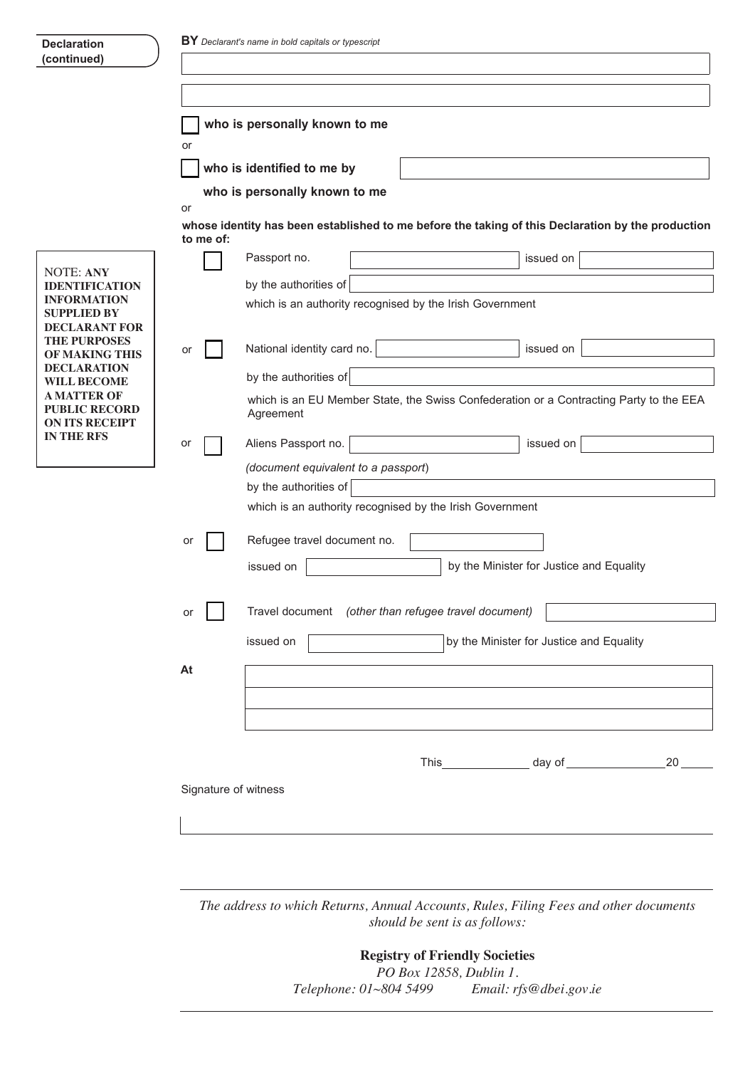**Declaration (continued)**

**BY** *Declarant's name in bold capitals or typescript*

☐ **who is personally known to me**

or

☐ **who is identified to me by** ______________

**who is personally known to me**

or

**whose identity has been established to me before the taking of this Declaration by the production to me of:**

NOTE: **ANY IDENTIFICATION INFORMATION SUPPLIED BY DECLARANT FOR THE PURPOSES OF MAKING THIS DECLARATION WILL BECOME A MATTER OF PUBLIC RECORD ON ITS RECEIPT IN THE RFS**

☐ Passport no. ______________ issued on ______________

by the authorities of ______________

which is an authority recognised by the Irish Government

or ☐ National identity card no. ______________ issued on ______________

by the authorities of ______________

which is an EU Member State, the Swiss Confederation or a Contracting Party to the EEA Agreement

or ☐ Aliens Passport no. ______________ issued on ______________

*(document equivalent to a passport)*

by the authorities of ______________

which is an authority recognised by the Irish Government

or ☐ Refugee travel document no. ______________

issued on ______________ by the Minister for Justice and Equality

or ☐ Travel document *(other than refugee travel document)* ______________

issued on ______________ by the Minister for Justice and Equality

**At** ______________

This ______________ day of ______________ 20 _____

Signature of witness

______________

*The address to which Returns, Annual Accounts, Rules, Filing Fees and other documents should be sent is as follows:*

**Registry of Friendly Societies**

*PO Box 12858, Dublin 1.*

*Telephone: 01~804 5499* *Email: rfs@dbei.gov.ie*